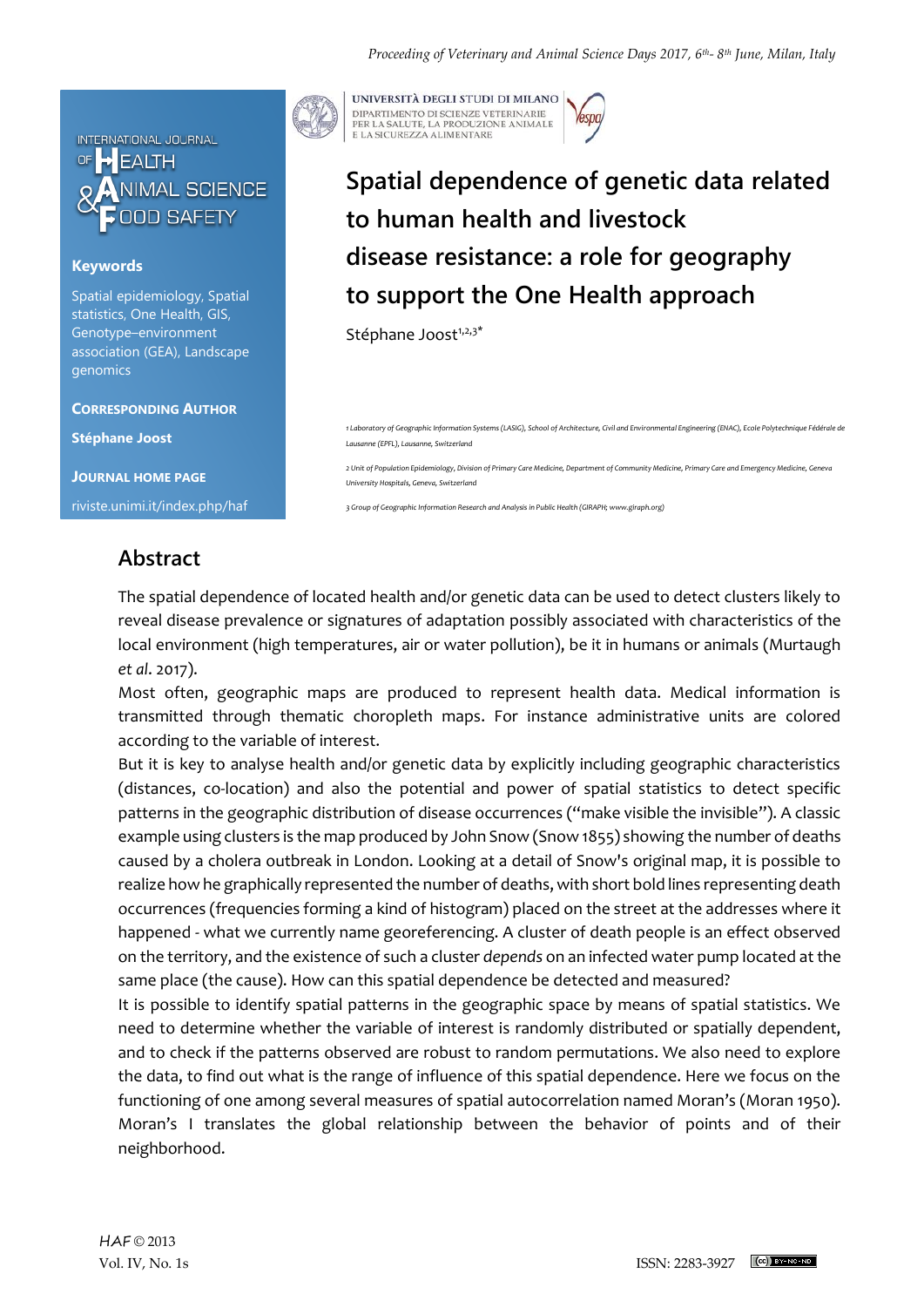# Spatial dependence of genetic data related to human health and livestock disease resistance: a role for geography to support the One Health approach

Stéphane Joost[1,2,3*]

1 Laboratory of Geographic Information Systems (LASIG), School of Architecture, Civil and Environmental Engineering (ENAC), Ecole Polytechnique Fédérale de Lausanne (EPFL), Lausanne, Switzerland

2 Unit of Population Epidemiology, Division of Primary Care Medicine, Department of Community Medicine, Primary Care and Emergency Medicine, Geneva University Hospitals, Geneva, Switzerland

3 Group of Geographic Information Research and Analysis in Public Health (GIRAPH; www.giraph.org)

**Keywords**

Spatial epidemiology, Spatial statistics, One Health, GIS, Genotype–environment association (GEA), Landscape genomics

**Corresponding Author**

**Stéphane Joost**

**Journal Home page**

riviste.unimi.it/index.php/haf

## Abstract

The spatial dependence of located health and/or genetic data can be used to detect clusters likely to reveal disease prevalence or signatures of adaptation possibly associated with characteristics of the local environment (high temperatures, air or water pollution), be it in humans or animals (Murtaugh *et al*. 2017).

Most often, geographic maps are produced to represent health data. Medical information is transmitted through thematic choropleth maps. For instance administrative units are colored according to the variable of interest.

But it is key to analyse health and/or genetic data by explicitly including geographic characteristics (distances, co-location) and also the potential and power of spatial statistics to detect specific patterns in the geographic distribution of disease occurrences ("make visible the invisible"). A classic example using clusters is the map produced by John Snow (Snow 1855) showing the number of deaths caused by a cholera outbreak in London. Looking at a detail of Snow's original map, it is possible to realize how he graphically represented the number of deaths, with short bold lines representing death occurrences (frequencies forming a kind of histogram) placed on the street at the addresses where it happened - what we currently name georeferencing. A cluster of death people is an effect observed on the territory, and the existence of such a cluster *depends* on an infected water pump located at the same place (the cause). How can this spatial dependence be detected and measured?

It is possible to identify spatial patterns in the geographic space by means of spatial statistics. We need to determine whether the variable of interest is randomly distributed or spatially dependent, and to check if the patterns observed are robust to random permutations. We also need to explore the data, to find out what is the range of influence of this spatial dependence. Here we focus on the functioning of one among several measures of spatial autocorrelation named Moran's (Moran 1950). Moran's I translates the global relationship between the behavior of points and of their neighborhood.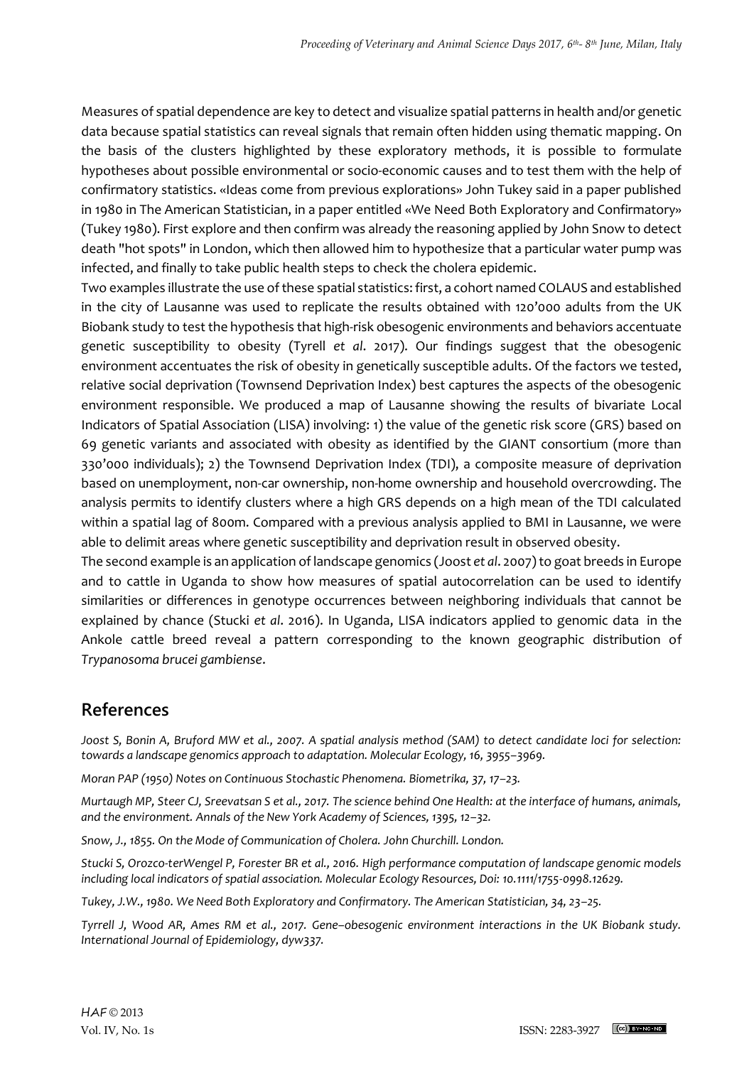Measures of spatial dependence are key to detect and visualize spatial patterns in health and/or genetic data because spatial statistics can reveal signals that remain often hidden using thematic mapping. On the basis of the clusters highlighted by these exploratory methods, it is possible to formulate hypotheses about possible environmental or socio-economic causes and to test them with the help of confirmatory statistics. «Ideas come from previous explorations» John Tukey said in a paper published in 1980 in The American Statistician, in a paper entitled «We Need Both Exploratory and Confirmatory» (Tukey 1980). First explore and then confirm was already the reasoning applied by John Snow to detect death "hot spots" in London, which then allowed him to hypothesize that a particular water pump was infected, and finally to take public health steps to check the cholera epidemic.

Two examples illustrate the use of these spatial statistics: first, a cohort named COLAUS and established in the city of Lausanne was used to replicate the results obtained with 120'000 adults from the UK Biobank study to test the hypothesis that high-risk obesogenic environments and behaviors accentuate genetic susceptibility to obesity (Tyrell *et al*. 2017). Our findings suggest that the obesogenic environment accentuates the risk of obesity in genetically susceptible adults. Of the factors we tested, relative social deprivation (Townsend Deprivation Index) best captures the aspects of the obesogenic environment responsible. We produced a map of Lausanne showing the results of bivariate Local Indicators of Spatial Association (LISA) involving: 1) the value of the genetic risk score (GRS) based on 69 genetic variants and associated with obesity as identified by the GIANT consortium (more than 330'000 individuals); 2) the Townsend Deprivation Index (TDI), a composite measure of deprivation based on unemployment, non-car ownership, non-home ownership and household overcrowding. The analysis permits to identify clusters where a high GRS depends on a high mean of the TDI calculated within a spatial lag of 800m. Compared with a previous analysis applied to BMI in Lausanne, we were able to delimit areas where genetic susceptibility and deprivation result in observed obesity.

The second example is an application of landscape genomics (Joost *et al*. 2007) to goat breeds in Europe and to cattle in Uganda to show how measures of spatial autocorrelation can be used to identify similarities or differences in genotype occurrences between neighboring individuals that cannot be explained by chance (Stucki *et al*. 2016). In Uganda, LISA indicators applied to genomic data in the Ankole cattle breed reveal a pattern corresponding to the known geographic distribution of *Trypanosoma brucei gambiense*.

## References

*Joost S, Bonin A, Bruford MW et al., 2007. A spatial analysis method (SAM) to detect candidate loci for selection: towards a landscape genomics approach to adaptation. Molecular Ecology, 16, 3955–3969.*

*Moran PAP (1950) Notes on Continuous Stochastic Phenomena. Biometrika, 37, 17–23.*

*Murtaugh MP, Steer CJ, Sreevatsan S et al., 2017. The science behind One Health: at the interface of humans, animals, and the environment. Annals of the New York Academy of Sciences, 1395, 12–32.*

*Snow, J., 1855. On the Mode of Communication of Cholera. John Churchill. London.*

*Stucki S, Orozco-terWengel P, Forester BR et al., 2016. High performance computation of landscape genomic models including local indicators of spatial association. Molecular Ecology Resources, Doi: 10.1111/1755-0998.12629.*

*Tukey, J.W., 1980. We Need Both Exploratory and Confirmatory. The American Statistician, 34, 23–25.*

*Tyrrell J, Wood AR, Ames RM et al., 2017. Gene–obesogenic environment interactions in the UK Biobank study. International Journal of Epidemiology, dyw337.*